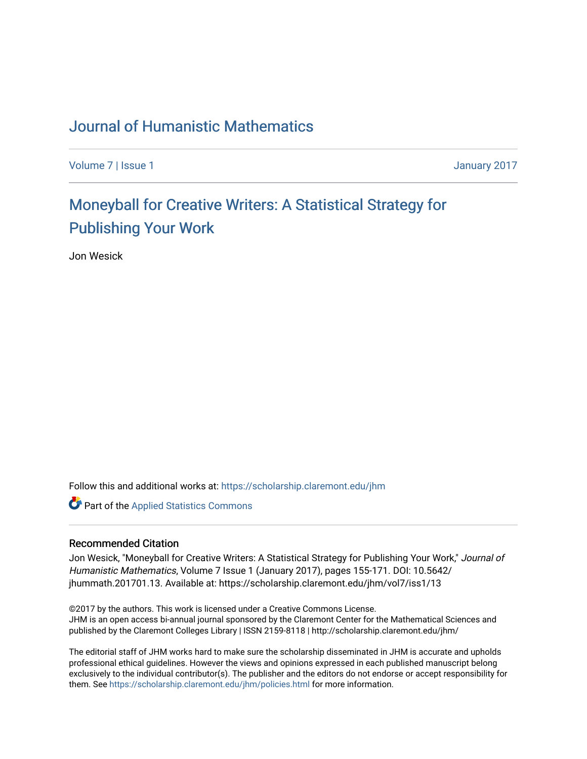# Journal of Humanistic Mathematics

Volume 7 | Issue 1 January 2017

## Moneyball for Creative Writers: A Statistical Strategy for Publishing Your Work

Jon Wesick

Follow this and additional works at: https://scholarship.claremont.edu/jhm

Part of the Applied Statistics Commons

### Recommended Citation

Jon Wesick, "Moneyball for Creative Writers: A Statistical Strategy for Publishing Your Work," *Journal of Humanistic Mathematics*, Volume 7 Issue 1 (January 2017), pages 155-171. DOI: 10.5642/jhummath.201701.13. Available at: https://scholarship.claremont.edu/jhm/vol7/iss1/13

©2017 by the authors. This work is licensed under a Creative Commons License.
JHM is an open access bi-annual journal sponsored by the Claremont Center for the Mathematical Sciences and published by the Claremont Colleges Library | ISSN 2159-8118 | http://scholarship.claremont.edu/jhm/

The editorial staff of JHM works hard to make sure the scholarship disseminated in JHM is accurate and upholds professional ethical guidelines. However the views and opinions expressed in each published manuscript belong exclusively to the individual contributor(s). The publisher and the editors do not endorse or accept responsibility for them. See https://scholarship.claremont.edu/jhm/policies.html for more information.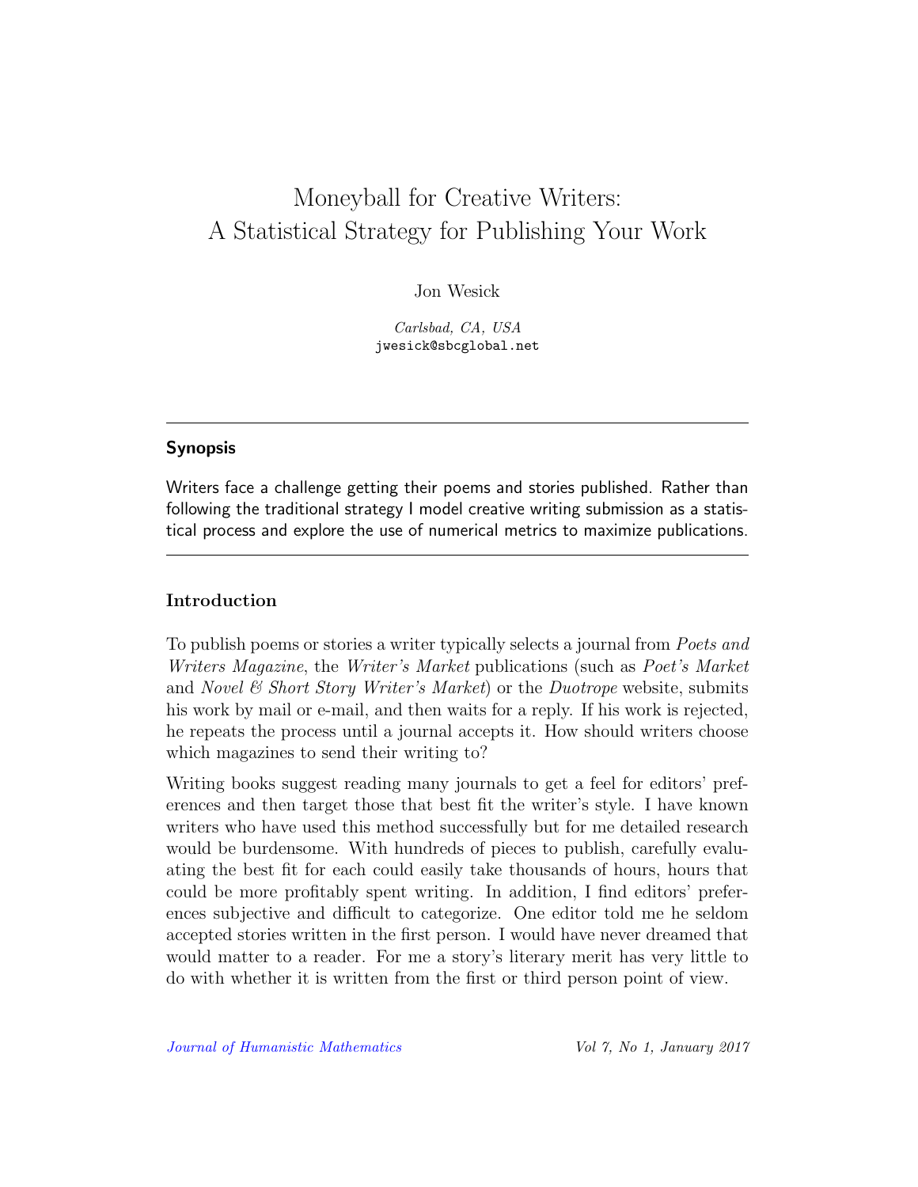# Moneyball for Creative Writers: A Statistical Strategy for Publishing Your Work

Jon Wesick

*Carlsbad, CA, USA*
jwesick@sbcglobal.net

---

## Synopsis

Writers face a challenge getting their poems and stories published. Rather than following the traditional strategy I model creative writing submission as a statistical process and explore the use of numerical metrics to maximize publications.

---

## Introduction

To publish poems or stories a writer typically selects a journal from *Poets and Writers Magazine*, the *Writer's Market* publications (such as *Poet's Market* and *Novel & Short Story Writer's Market*) or the *Duotrope* website, submits his work by mail or e-mail, and then waits for a reply. If his work is rejected, he repeats the process until a journal accepts it. How should writers choose which magazines to send their writing to?

Writing books suggest reading many journals to get a feel for editors' preferences and then target those that best fit the writer's style. I have known writers who have used this method successfully but for me detailed research would be burdensome. With hundreds of pieces to publish, carefully evaluating the best fit for each could easily take thousands of hours, hours that could be more profitably spent writing. In addition, I find editors' preferences subjective and difficult to categorize. One editor told me he seldom accepted stories written in the first person. I would have never dreamed that would matter to a reader. For me a story's literary merit has very little to do with whether it is written from the first or third person point of view.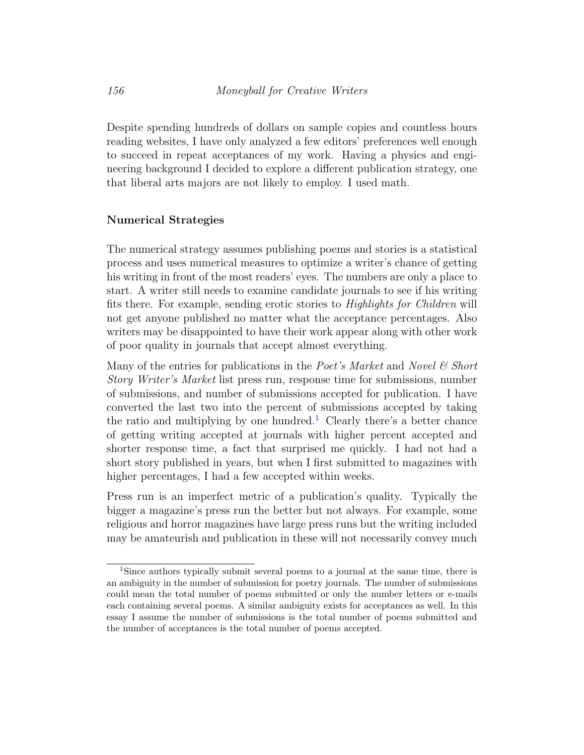Despite spending hundreds of dollars on sample copies and countless hours reading websites, I have only analyzed a few editors' preferences well enough to succeed in repeat acceptances of my work. Having a physics and engineering background I decided to explore a different publication strategy, one that liberal arts majors are not likely to employ. I used math.

**Numerical Strategies**

The numerical strategy assumes publishing poems and stories is a statistical process and uses numerical measures to optimize a writer's chance of getting his writing in front of the most readers' eyes. The numbers are only a place to start. A writer still needs to examine candidate journals to see if his writing fits there. For example, sending erotic stories to *Highlights for Children* will not get anyone published no matter what the acceptance percentages. Also writers may be disappointed to have their work appear along with other work of poor quality in journals that accept almost everything.

Many of the entries for publications in the *Poet's Market* and *Novel & Short Story Writer's Market* list press run, response time for submissions, number of submissions, and number of submissions accepted for publication. I have converted the last two into the percent of submissions accepted by taking the ratio and multiplying by one hundred.[1] Clearly there's a better chance of getting writing accepted at journals with higher percent accepted and shorter response time, a fact that surprised me quickly. I had not had a short story published in years, but when I first submitted to magazines with higher percentages, I had a few accepted within weeks.

Press run is an imperfect metric of a publication's quality. Typically the bigger a magazine's press run the better but not always. For example, some religious and horror magazines have large press runs but the writing included may be amateurish and publication in these will not necessarily convey much

[1] Since authors typically submit several poems to a journal at the same time, there is an ambiguity in the number of submission for poetry journals. The number of submissions could mean the total number of poems submitted or only the number letters or e-mails each containing several poems. A similar ambiguity exists for acceptances as well. In this essay I assume the number of submissions is the total number of poems submitted and the number of acceptances is the total number of poems accepted.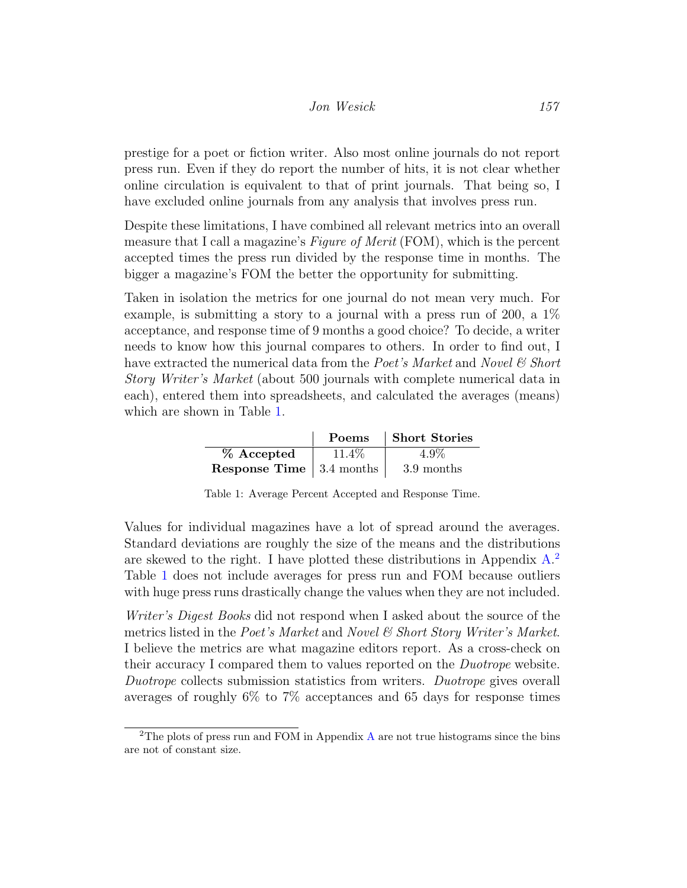prestige for a poet or fiction writer. Also most online journals do not report press run. Even if they do report the number of hits, it is not clear whether online circulation is equivalent to that of print journals. That being so, I have excluded online journals from any analysis that involves press run.

Despite these limitations, I have combined all relevant metrics into an overall measure that I call a magazine's *Figure of Merit* (FOM), which is the percent accepted times the press run divided by the response time in months. The bigger a magazine's FOM the better the opportunity for submitting.

Taken in isolation the metrics for one journal do not mean very much. For example, is submitting a story to a journal with a press run of 200, a 1% acceptance, and response time of 9 months a good choice? To decide, a writer needs to know how this journal compares to others. In order to find out, I have extracted the numerical data from the *Poet's Market* and *Novel & Short Story Writer's Market* (about 500 journals with complete numerical data in each), entered them into spreadsheets, and calculated the averages (means) which are shown in Table 1.

| | **Poems** | **Short Stories** |
|---|---|---|
| **% Accepted** | 11.4% | 4.9% |
| **Response Time** | 3.4 months | 3.9 months |

Table 1: Average Percent Accepted and Response Time.

Values for individual magazines have a lot of spread around the averages. Standard deviations are roughly the size of the means and the distributions are skewed to the right. I have plotted these distributions in Appendix A.[2] Table 1 does not include averages for press run and FOM because outliers with huge press runs drastically change the values when they are not included.

*Writer's Digest Books* did not respond when I asked about the source of the metrics listed in the *Poet's Market* and *Novel & Short Story Writer's Market*. I believe the metrics are what magazine editors report. As a cross-check on their accuracy I compared them to values reported on the *Duotrope* website. *Duotrope* collects submission statistics from writers. *Duotrope* gives overall averages of roughly 6% to 7% acceptances and 65 days for response times

[2] The plots of press run and FOM in Appendix A are not true histograms since the bins are not of constant size.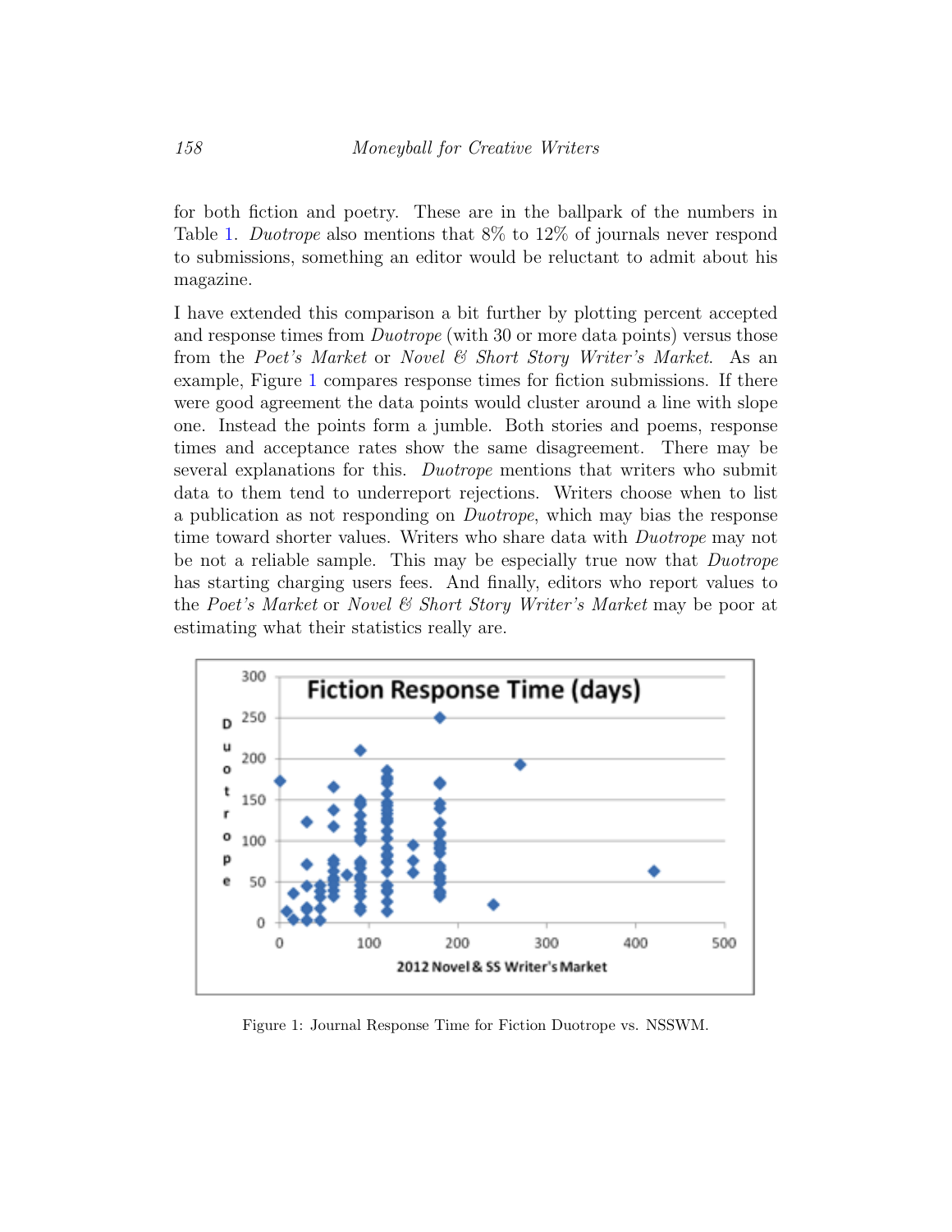for both fiction and poetry. These are in the ballpark of the numbers in Table 1. *Duotrope* also mentions that 8% to 12% of journals never respond to submissions, something an editor would be reluctant to admit about his magazine.

I have extended this comparison a bit further by plotting percent accepted and response times from *Duotrope* (with 30 or more data points) versus those from the *Poet's Market* or *Novel & Short Story Writer's Market*. As an example, Figure 1 compares response times for fiction submissions. If there were good agreement the data points would cluster around a line with slope one. Instead the points form a jumble. Both stories and poems, response times and acceptance rates show the same disagreement. There may be several explanations for this. *Duotrope* mentions that writers who submit data to them tend to underreport rejections. Writers choose when to list a publication as not responding on *Duotrope*, which may bias the response time toward shorter values. Writers who share data with *Duotrope* may not be not a reliable sample. This may be especially true now that *Duotrope* has starting charging users fees. And finally, editors who report values to the *Poet's Market* or *Novel & Short Story Writer's Market* may be poor at estimating what their statistics really are.

Figure 1: Journal Response Time for Fiction Duotrope vs. NSSWM.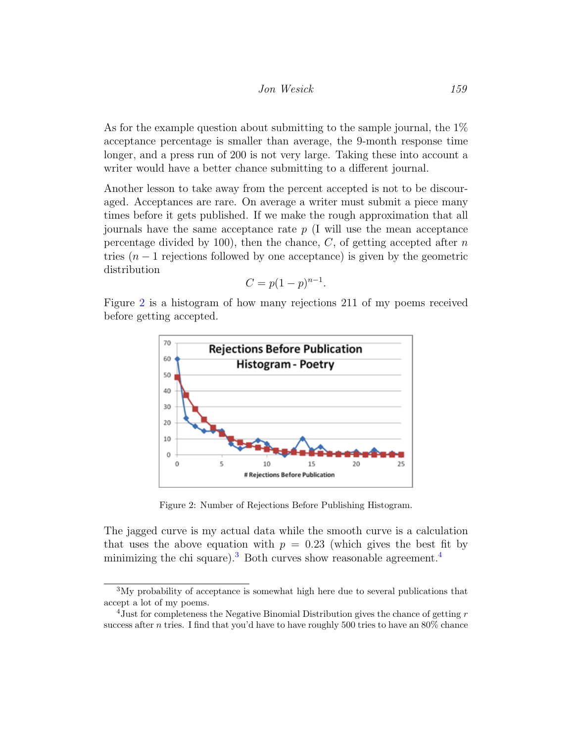As for the example question about submitting to the sample journal, the 1% acceptance percentage is smaller than average, the 9-month response time longer, and a press run of 200 is not very large. Taking these into account a writer would have a better chance submitting to a different journal.

Another lesson to take away from the percent accepted is not to be discouraged. Acceptances are rare. On average a writer must submit a piece many times before it gets published. If we make the rough approximation that all journals have the same acceptance rate $p$ (I will use the mean acceptance percentage divided by 100), then the chance, $C$, of getting accepted after $n$ tries ($n-1$ rejections followed by one acceptance) is given by the geometric distribution

$$C = p(1-p)^{n-1}.$$

Figure 2 is a histogram of how many rejections 211 of my poems received before getting accepted.

Figure 2: Number of Rejections Before Publishing Histogram.

The jagged curve is my actual data while the smooth curve is a calculation that uses the above equation with $p = 0.23$ (which gives the best fit by minimizing the chi square).[3] Both curves show reasonable agreement.[4]

[3] My probability of acceptance is somewhat high here due to several publications that accept a lot of my poems.

[4] Just for completeness the Negative Binomial Distribution gives the chance of getting $r$ success after $n$ tries. I find that you'd have to have roughly 500 tries to have an 80% chance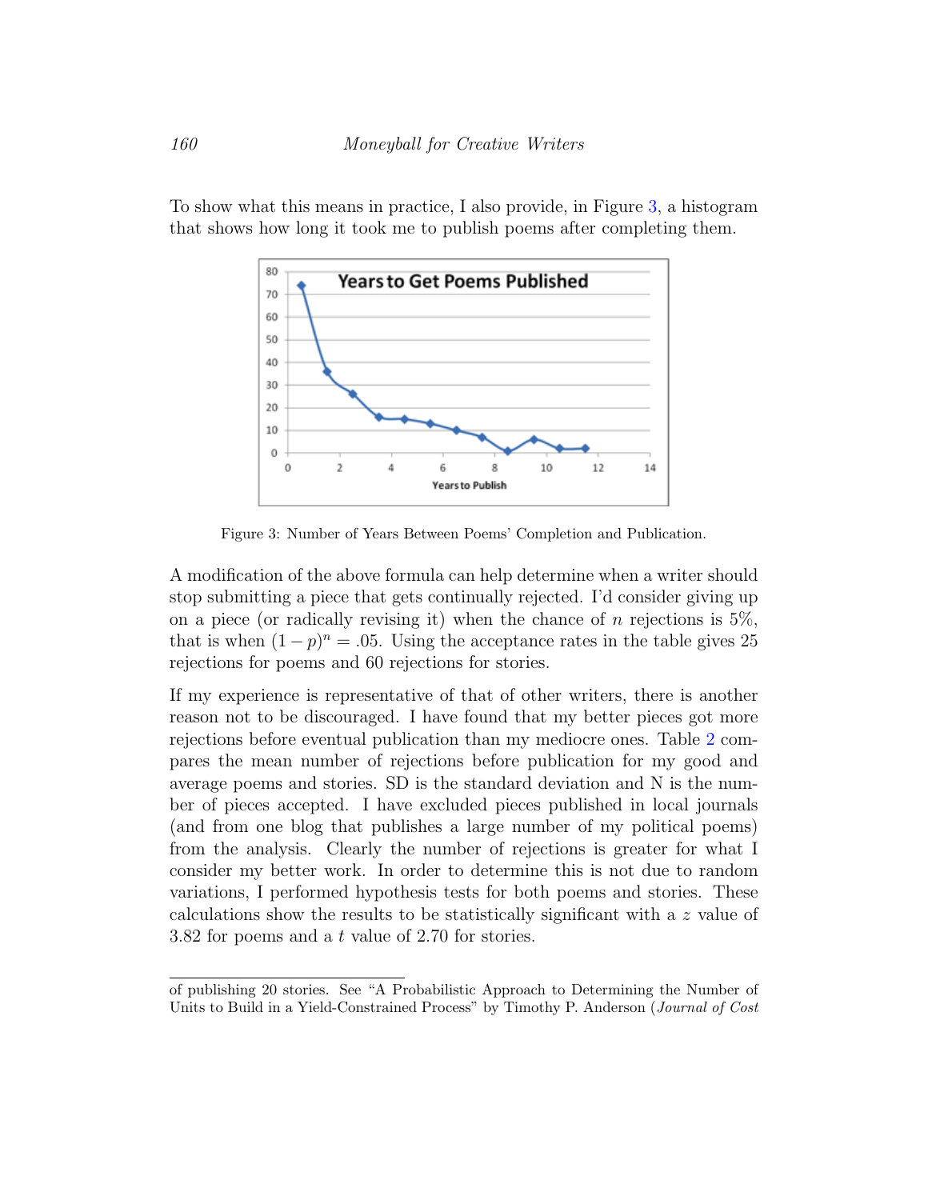To show what this means in practice, I also provide, in Figure 3, a histogram that shows how long it took me to publish poems after completing them.

Figure 3: Number of Years Between Poems' Completion and Publication.

A modification of the above formula can help determine when a writer should stop submitting a piece that gets continually rejected. I'd consider giving up on a piece (or radically revising it) when the chance of $n$ rejections is 5%, that is when $(1-p)^n = .05$. Using the acceptance rates in the table gives 25 rejections for poems and 60 rejections for stories.

If my experience is representative of that of other writers, there is another reason not to be discouraged. I have found that my better pieces got more rejections before eventual publication than my mediocre ones. Table 2 compares the mean number of rejections before publication for my good and average poems and stories. SD is the standard deviation and N is the number of pieces accepted. I have excluded pieces published in local journals (and from one blog that publishes a large number of my political poems) from the analysis. Clearly the number of rejections is greater for what I consider my better work. In order to determine this is not due to random variations, I performed hypothesis tests for both poems and stories. These calculations show the results to be statistically significant with a $z$ value of 3.82 for poems and a $t$ value of 2.70 for stories.

of publishing 20 stories. See "A Probabilistic Approach to Determining the Number of Units to Build in a Yield-Constrained Process" by Timothy P. Anderson (*Journal of Cost*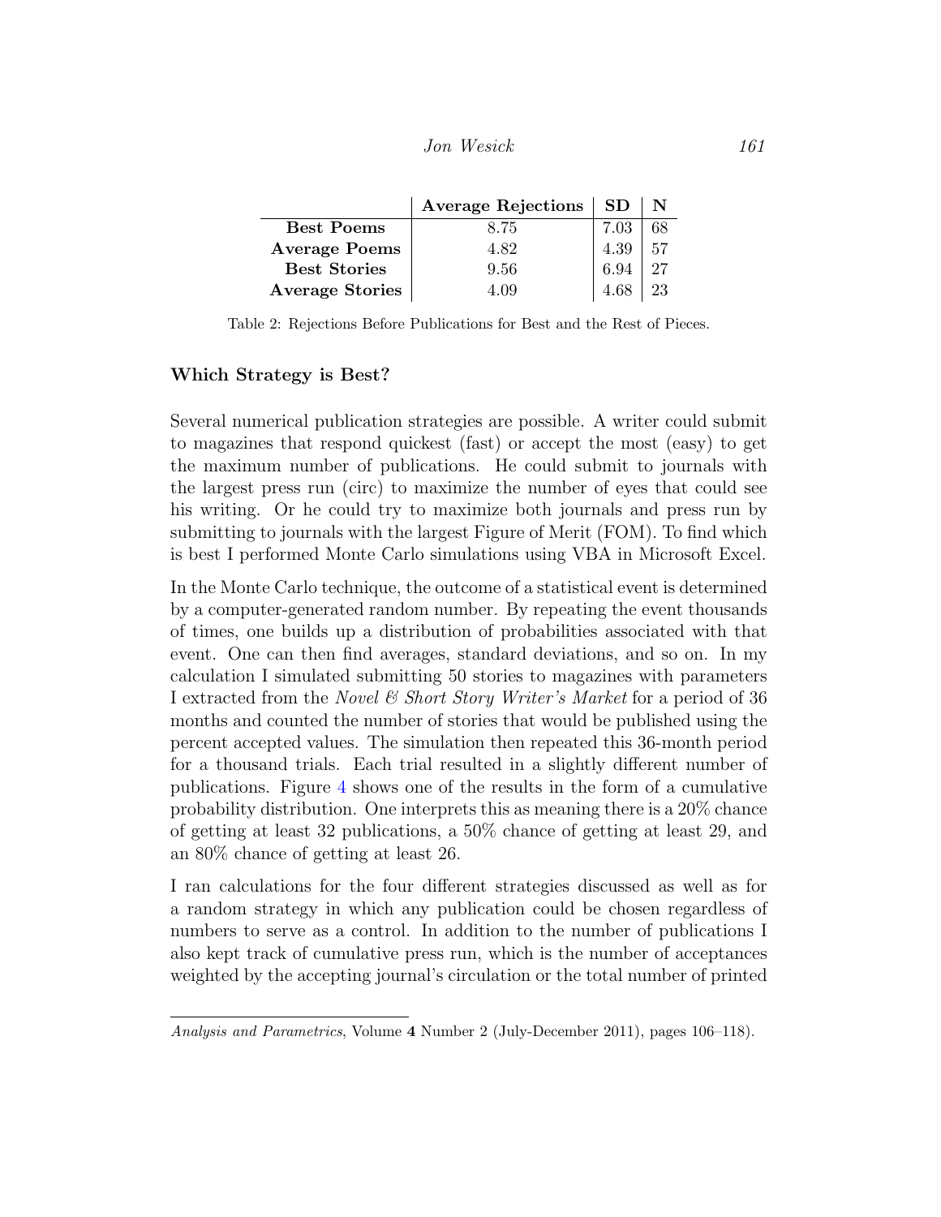| | Average Rejections | SD | N |
|---|---|---|---|
| **Best Poems** | 8.75 | 7.03 | 68 |
| **Average Poems** | 4.82 | 4.39 | 57 |
| **Best Stories** | 9.56 | 6.94 | 27 |
| **Average Stories** | 4.09 | 4.68 | 23 |

Table 2: Rejections Before Publications for Best and the Rest of Pieces.

### Which Strategy is Best?

Several numerical publication strategies are possible. A writer could submit to magazines that respond quickest (fast) or accept the most (easy) to get the maximum number of publications. He could submit to journals with the largest press run (circ) to maximize the number of eyes that could see his writing. Or he could try to maximize both journals and press run by submitting to journals with the largest Figure of Merit (FOM). To find which is best I performed Monte Carlo simulations using VBA in Microsoft Excel.

In the Monte Carlo technique, the outcome of a statistical event is determined by a computer-generated random number. By repeating the event thousands of times, one builds up a distribution of probabilities associated with that event. One can then find averages, standard deviations, and so on. In my calculation I simulated submitting 50 stories to magazines with parameters I extracted from the *Novel & Short Story Writer's Market* for a period of 36 months and counted the number of stories that would be published using the percent accepted values. The simulation then repeated this 36-month period for a thousand trials. Each trial resulted in a slightly different number of publications. Figure 4 shows one of the results in the form of a cumulative probability distribution. One interprets this as meaning there is a 20% chance of getting at least 32 publications, a 50% chance of getting at least 29, and an 80% chance of getting at least 26.

I ran calculations for the four different strategies discussed as well as for a random strategy in which any publication could be chosen regardless of numbers to serve as a control. In addition to the number of publications I also kept track of cumulative press run, which is the number of acceptances weighted by the accepting journal's circulation or the total number of printed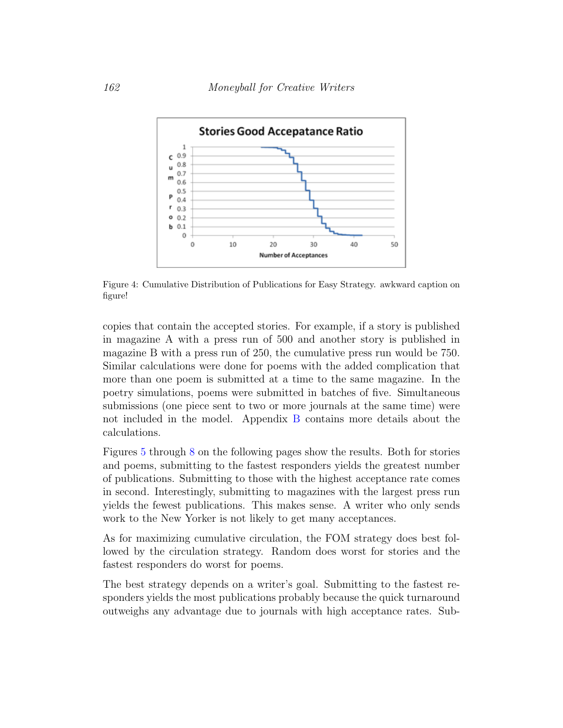Figure 4: Cumulative Distribution of Publications for Easy Strategy. awkward caption on figure!

copies that contain the accepted stories. For example, if a story is published in magazine A with a press run of 500 and another story is published in magazine B with a press run of 250, the cumulative press run would be 750. Similar calculations were done for poems with the added complication that more than one poem is submitted at a time to the same magazine. In the poetry simulations, poems were submitted in batches of five. Simultaneous submissions (one piece sent to two or more journals at the same time) were not included in the model. Appendix B contains more details about the calculations.

Figures 5 through 8 on the following pages show the results. Both for stories and poems, submitting to the fastest responders yields the greatest number of publications. Submitting to those with the highest acceptance rate comes in second. Interestingly, submitting to magazines with the largest press run yields the fewest publications. This makes sense. A writer who only sends work to the New Yorker is not likely to get many acceptances.

As for maximizing cumulative circulation, the FOM strategy does best followed by the circulation strategy. Random does worst for stories and the fastest responders do worst for poems.

The best strategy depends on a writer's goal. Submitting to the fastest responders yields the most publications probably because the quick turnaround outweighs any advantage due to journals with high acceptance rates. Sub-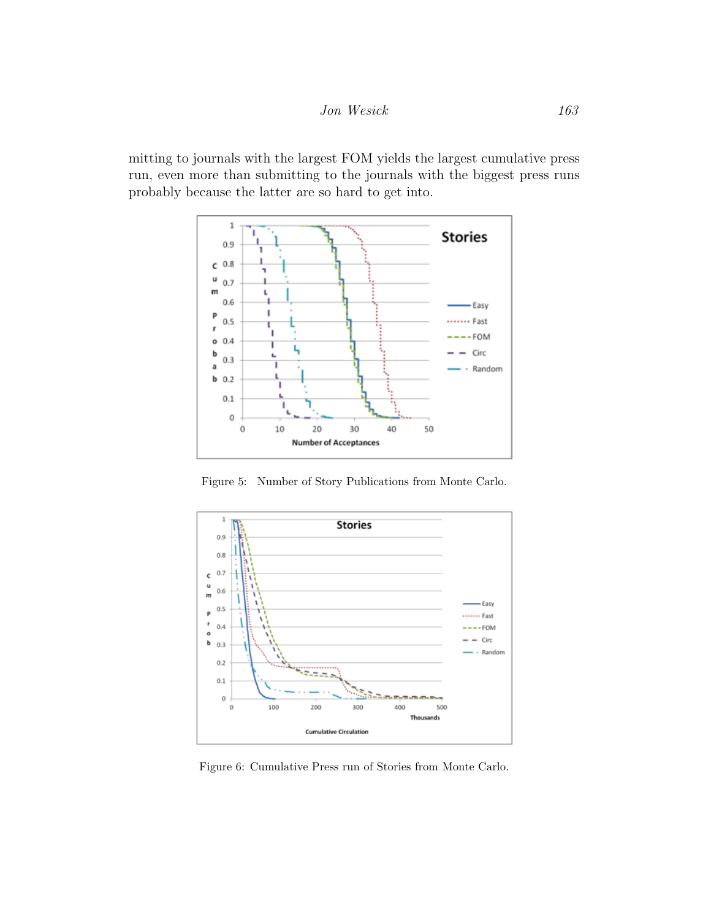mitting to journals with the largest FOM yields the largest cumulative press run, even more than submitting to the journals with the biggest press runs probably because the latter are so hard to get into.

Figure 5: Number of Story Publications from Monte Carlo.

Figure 6: Cumulative Press run of Stories from Monte Carlo.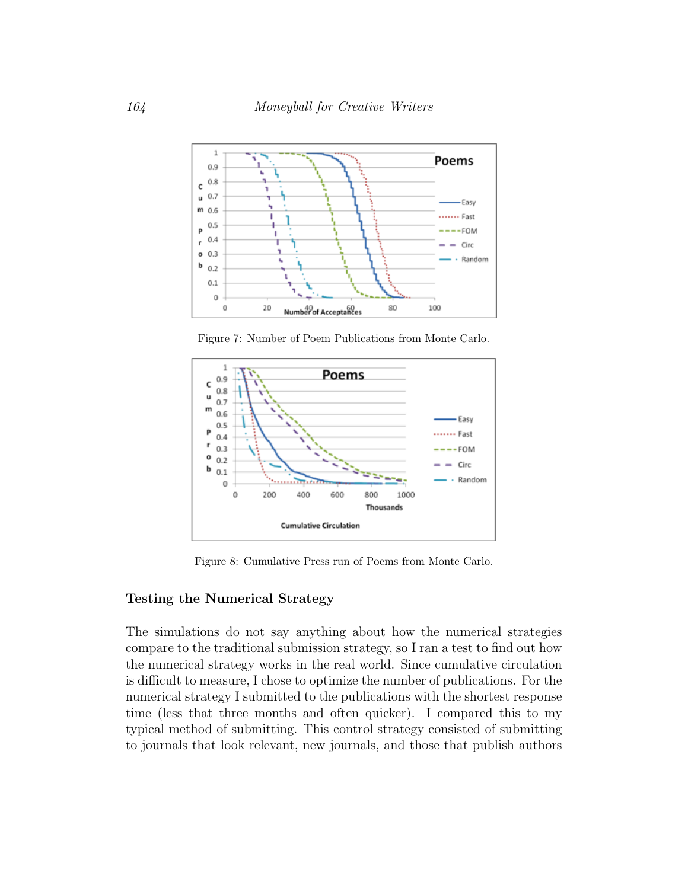Figure 7: Number of Poem Publications from Monte Carlo.

Figure 8: Cumulative Press run of Poems from Monte Carlo.

### Testing the Numerical Strategy

The simulations do not say anything about how the numerical strategies compare to the traditional submission strategy, so I ran a test to find out how the numerical strategy works in the real world. Since cumulative circulation is difficult to measure, I chose to optimize the number of publications. For the numerical strategy I submitted to the publications with the shortest response time (less that three months and often quicker). I compared this to my typical method of submitting. This control strategy consisted of submitting to journals that look relevant, new journals, and those that publish authors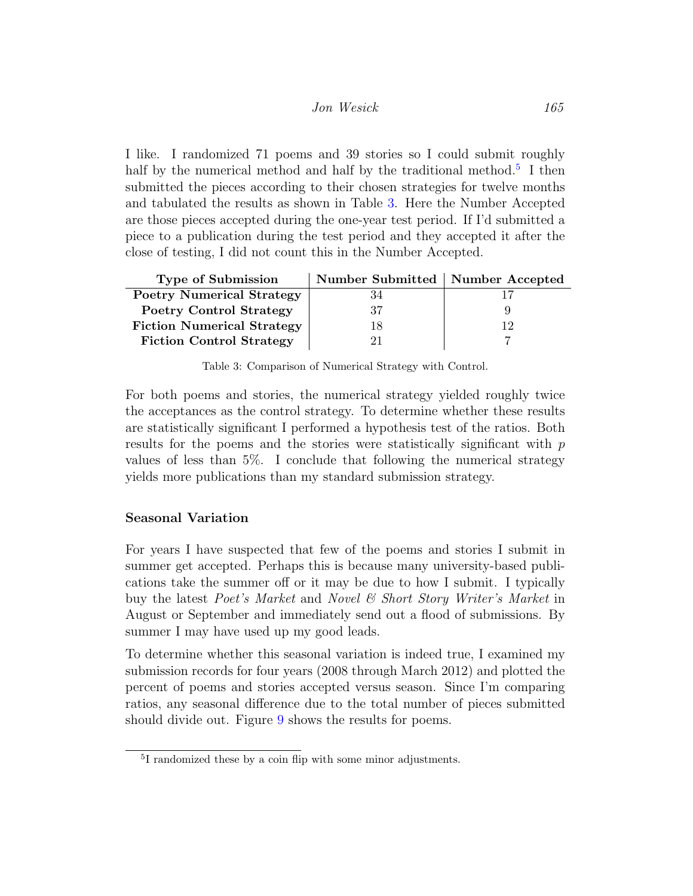I like. I randomized 71 poems and 39 stories so I could submit roughly half by the numerical method and half by the traditional method.[5] I then submitted the pieces according to their chosen strategies for twelve months and tabulated the results as shown in Table 3. Here the Number Accepted are those pieces accepted during the one-year test period. If I'd submitted a piece to a publication during the test period and they accepted it after the close of testing, I did not count this in the Number Accepted.

| Type of Submission | Number Submitted | Number Accepted |
| --- | --- | --- |
| **Poetry Numerical Strategy** | 34 | 17 |
| **Poetry Control Strategy** | 37 | 9 |
| **Fiction Numerical Strategy** | 18 | 12 |
| **Fiction Control Strategy** | 21 | 7 |

Table 3: Comparison of Numerical Strategy with Control.

For both poems and stories, the numerical strategy yielded roughly twice the acceptances as the control strategy. To determine whether these results are statistically significant I performed a hypothesis test of the ratios. Both results for the poems and the stories were statistically significant with $p$ values of less than 5%. I conclude that following the numerical strategy yields more publications than my standard submission strategy.

### Seasonal Variation

For years I have suspected that few of the poems and stories I submit in summer get accepted. Perhaps this is because many university-based publications take the summer off or it may be due to how I submit. I typically buy the latest *Poet's Market* and *Novel & Short Story Writer's Market* in August or September and immediately send out a flood of submissions. By summer I may have used up my good leads.

To determine whether this seasonal variation is indeed true, I examined my submission records for four years (2008 through March 2012) and plotted the percent of poems and stories accepted versus season. Since I'm comparing ratios, any seasonal difference due to the total number of pieces submitted should divide out. Figure 9 shows the results for poems.

[5] I randomized these by a coin flip with some minor adjustments.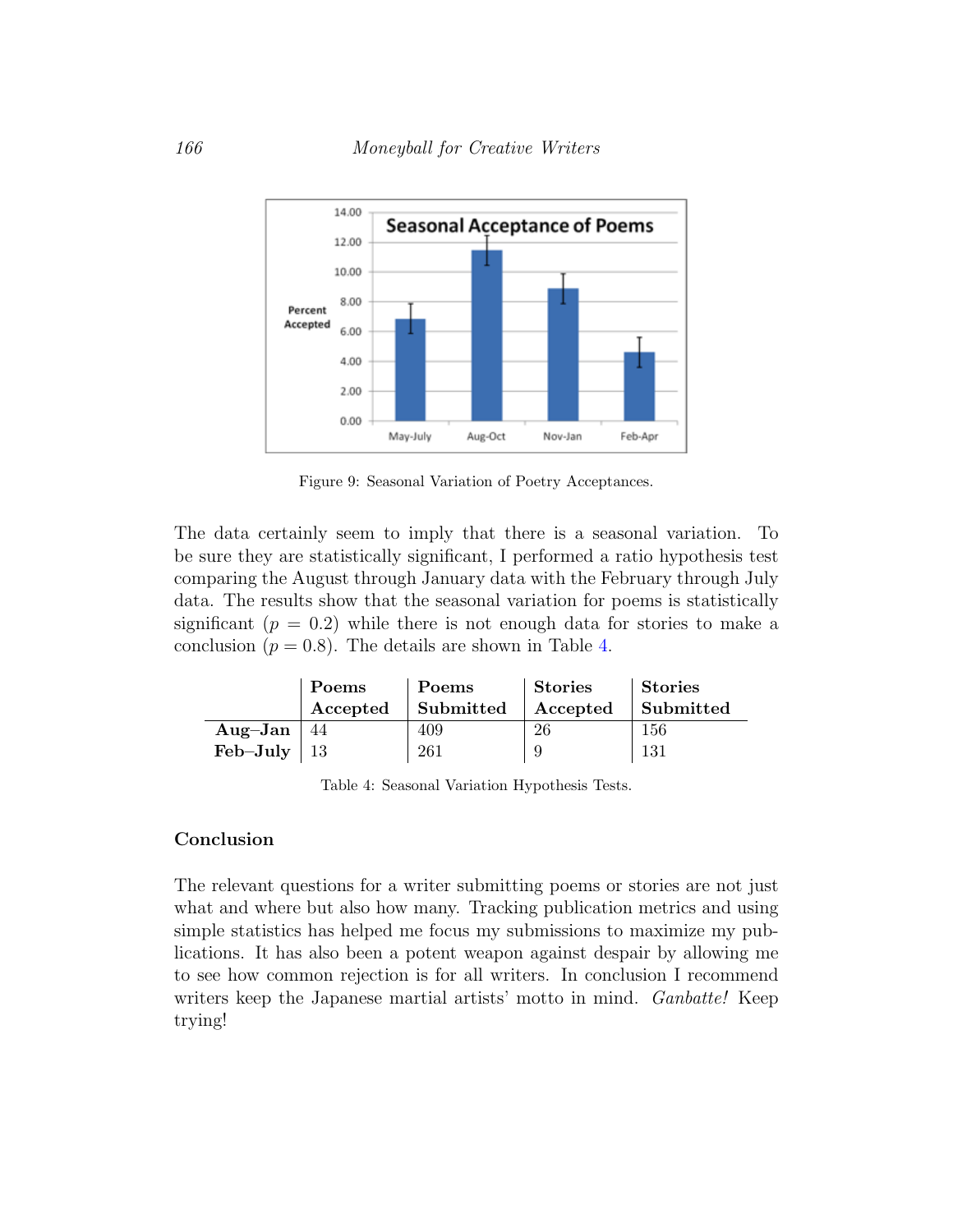Figure 9: Seasonal Variation of Poetry Acceptances.

The data certainly seem to imply that there is a seasonal variation. To be sure they are statistically significant, I performed a ratio hypothesis test comparing the August through January data with the February through July data. The results show that the seasonal variation for poems is statistically significant ($p = 0.2$) while there is not enough data for stories to make a conclusion ($p = 0.8$). The details are shown in Table 4.

| | Poems Accepted | Poems Submitted | Stories Accepted | Stories Submitted |
|---|---|---|---|---|
| **Aug–Jan** | 44 | 409 | 26 | 156 |
| **Feb–July** | 13 | 261 | 9 | 131 |

Table 4: Seasonal Variation Hypothesis Tests.

### Conclusion

The relevant questions for a writer submitting poems or stories are not just what and where but also how many. Tracking publication metrics and using simple statistics has helped me focus my submissions to maximize my publications. It has also been a potent weapon against despair by allowing me to see how common rejection is for all writers. In conclusion I recommend writers keep the Japanese martial artists' motto in mind. *Ganbatte!* Keep trying!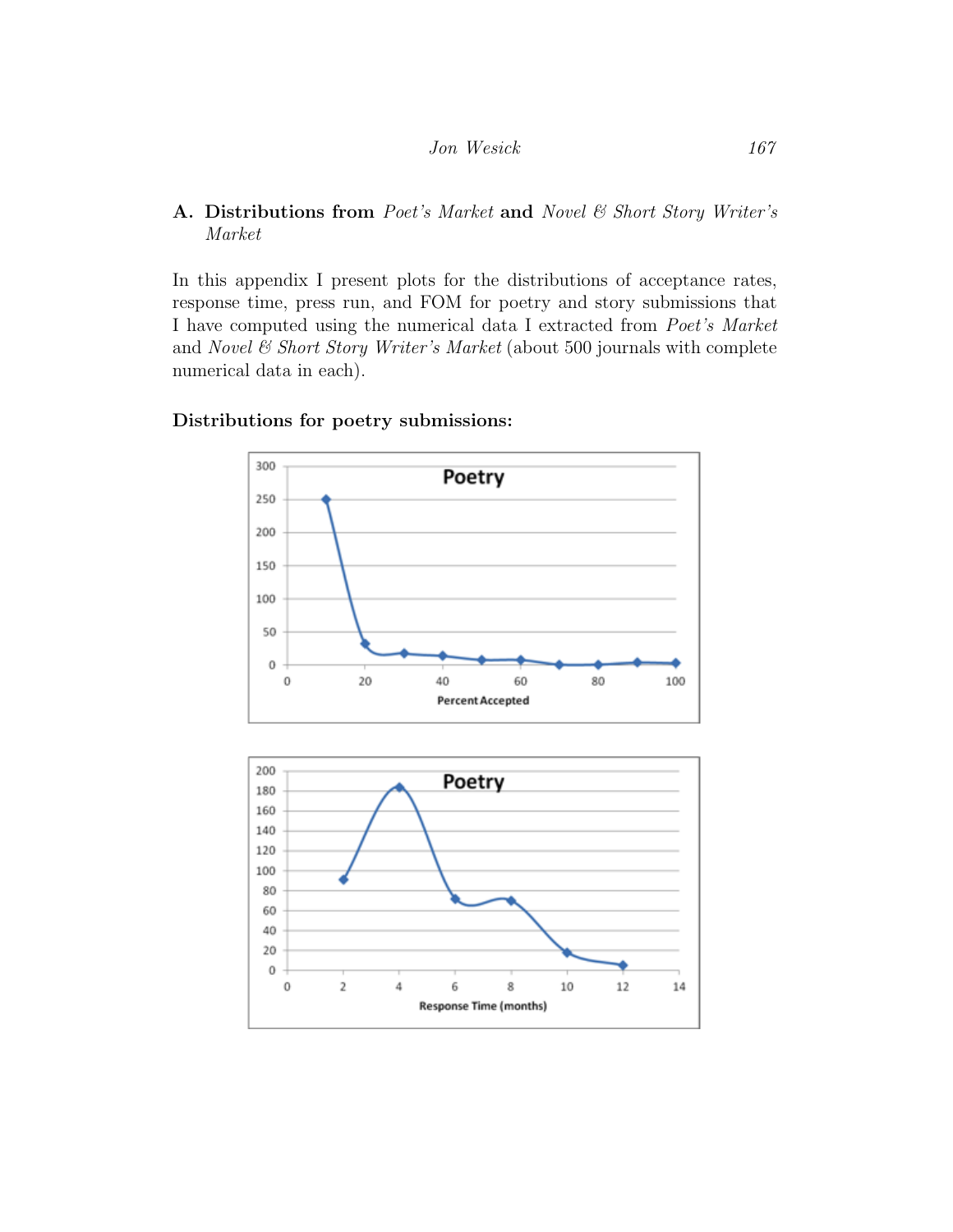## A. Distributions from *Poet's Market* and *Novel & Short Story Writer's Market*

In this appendix I present plots for the distributions of acceptance rates, response time, press run, and FOM for poetry and story submissions that I have computed using the numerical data I extracted from *Poet's Market* and *Novel & Short Story Writer's Market* (about 500 journals with complete numerical data in each).

**Distributions for poetry submissions:**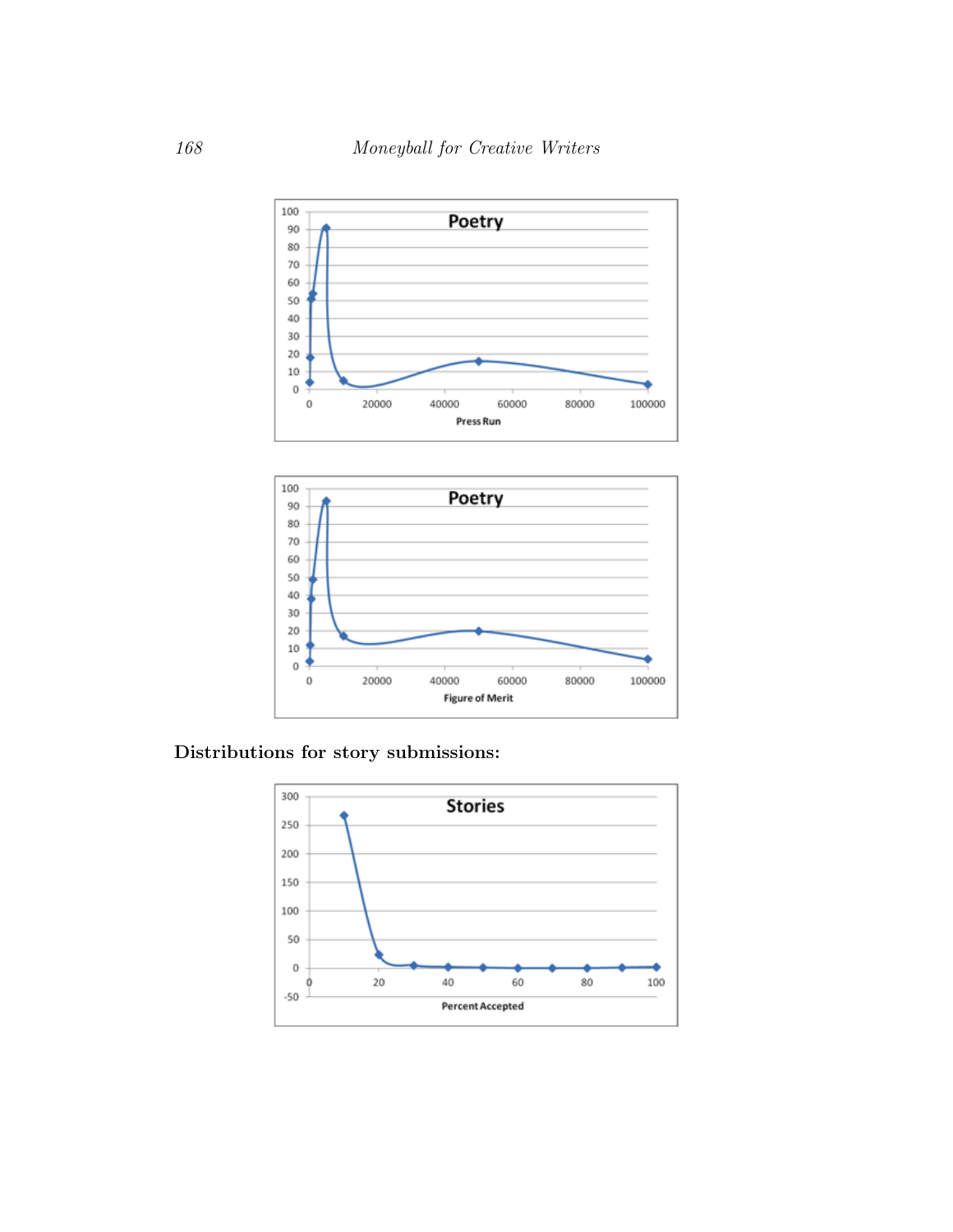Distributions for story submissions: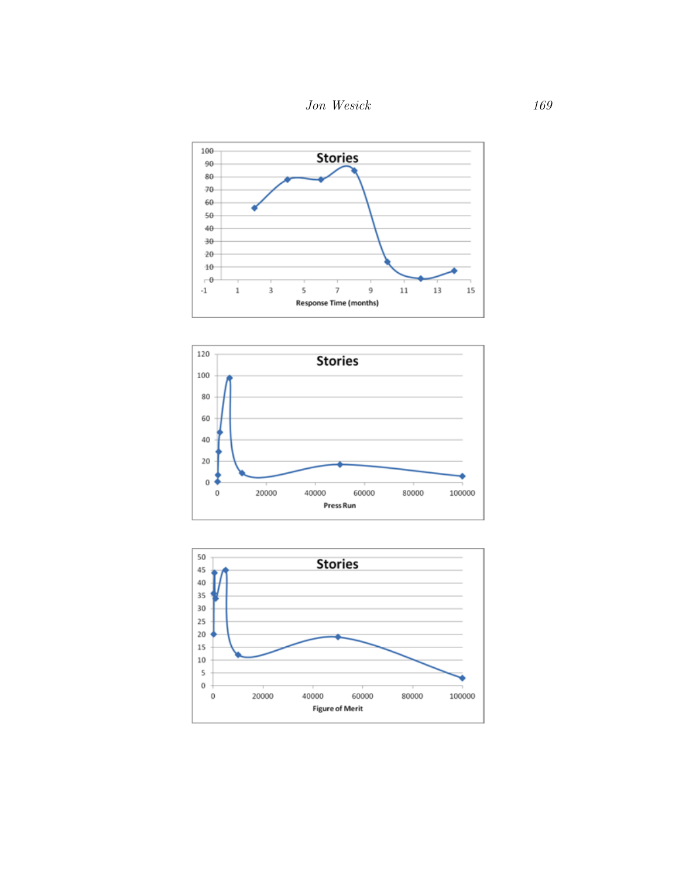**Stories**

Response Time (months)

**Stories**

Press Run

**Stories**

Figure of Merit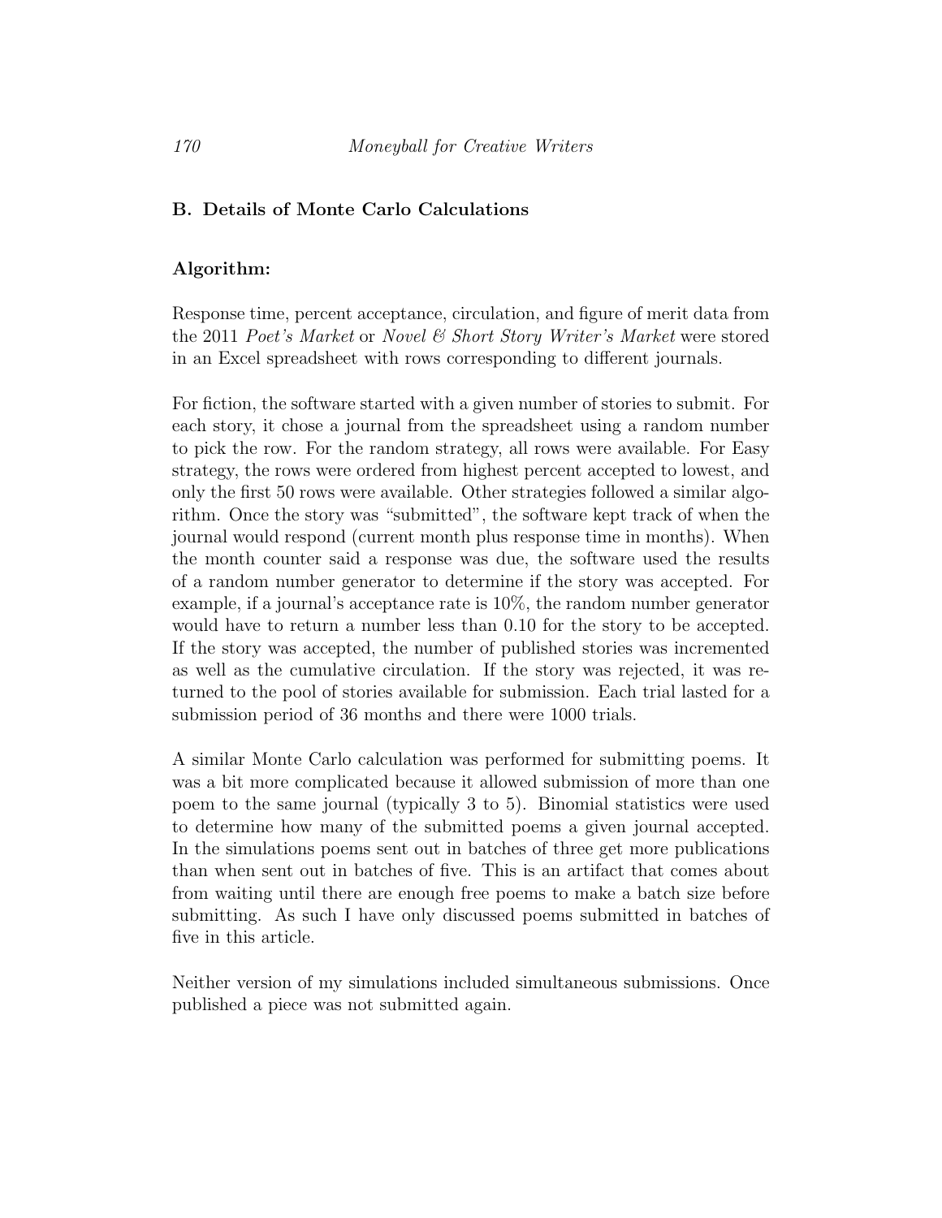## B. Details of Monte Carlo Calculations

### Algorithm:

Response time, percent acceptance, circulation, and figure of merit data from the 2011 *Poet's Market* or *Novel & Short Story Writer's Market* were stored in an Excel spreadsheet with rows corresponding to different journals.

For fiction, the software started with a given number of stories to submit. For each story, it chose a journal from the spreadsheet using a random number to pick the row. For the random strategy, all rows were available. For Easy strategy, the rows were ordered from highest percent accepted to lowest, and only the first 50 rows were available. Other strategies followed a similar algorithm. Once the story was "submitted", the software kept track of when the journal would respond (current month plus response time in months). When the month counter said a response was due, the software used the results of a random number generator to determine if the story was accepted. For example, if a journal's acceptance rate is 10%, the random number generator would have to return a number less than 0.10 for the story to be accepted. If the story was accepted, the number of published stories was incremented as well as the cumulative circulation. If the story was rejected, it was returned to the pool of stories available for submission. Each trial lasted for a submission period of 36 months and there were 1000 trials.

A similar Monte Carlo calculation was performed for submitting poems. It was a bit more complicated because it allowed submission of more than one poem to the same journal (typically 3 to 5). Binomial statistics were used to determine how many of the submitted poems a given journal accepted. In the simulations poems sent out in batches of three get more publications than when sent out in batches of five. This is an artifact that comes about from waiting until there are enough free poems to make a batch size before submitting. As such I have only discussed poems submitted in batches of five in this article.

Neither version of my simulations included simultaneous submissions. Once published a piece was not submitted again.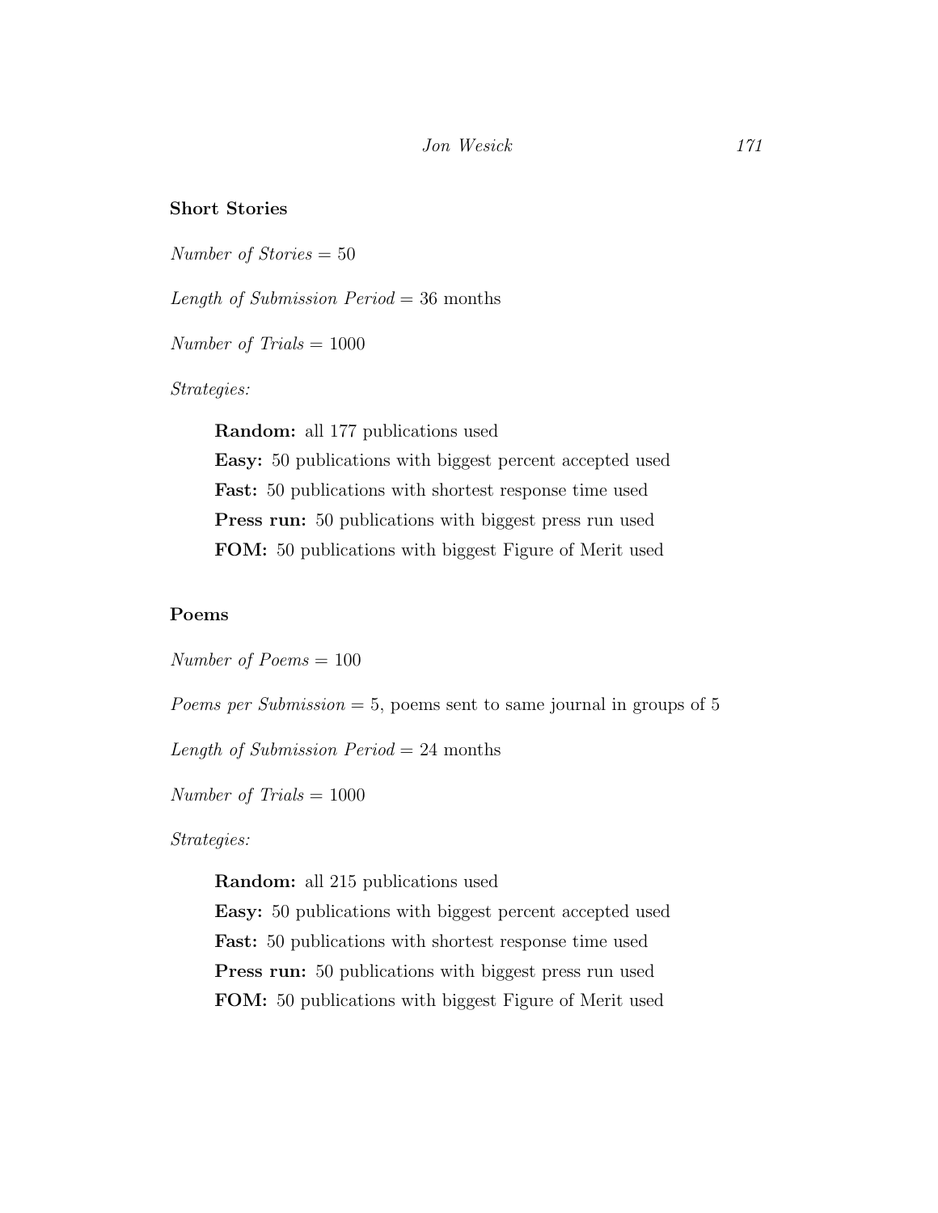**Short Stories**

*Number of Stories* = 50

*Length of Submission Period* = 36 months

*Number of Trials* = 1000

*Strategies:*

> **Random:** all 177 publications used
> **Easy:** 50 publications with biggest percent accepted used
> **Fast:** 50 publications with shortest response time used
> **Press run:** 50 publications with biggest press run used
> **FOM:** 50 publications with biggest Figure of Merit used

**Poems**

*Number of Poems* = 100

*Poems per Submission* = 5, poems sent to same journal in groups of 5

*Length of Submission Period* = 24 months

*Number of Trials* = 1000

*Strategies:*

> **Random:** all 215 publications used
> **Easy:** 50 publications with biggest percent accepted used
> **Fast:** 50 publications with shortest response time used
> **Press run:** 50 publications with biggest press run used
> **FOM:** 50 publications with biggest Figure of Merit used